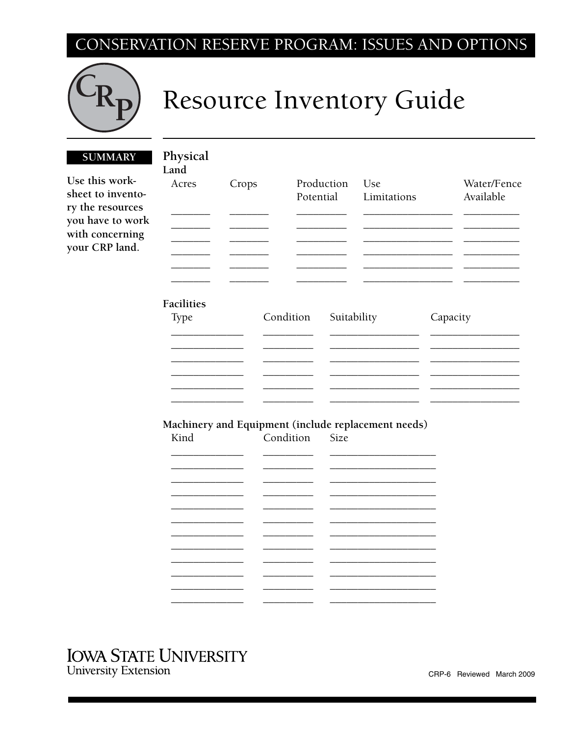CONSERVATION RESERVE PROGRAM: ISSUES AND OPTIONS

# Resource Inventory Guide

**SUMMARY**

**Use this worksheet to inventory the resources you have to work with concerning your CRP land.**

## Physical

### Land

| Acres | Crops | Production Potential | Use Limitations | Water/Fence Available |
|---|---|---|---|---|
| | | | | |
| | | | | |
| | | | | |
| | | | | |
| | | | | |
| | | | | |

### Facilities

| Type | Condition | Suitability | Capacity |
|---|---|---|---|
| | | | |
| | | | |
| | | | |
| | | | |
| | | | |
| | | | |

### Machinery and Equipment (include replacement needs)

| Kind | Condition | Size |
|---|---|---|
| | | |
| | | |
| | | |
| | | |
| | | |
| | | |
| | | |
| | | |
| | | |
| | | |
| | | |
| | | |

IOWA STATE UNIVERSITY
University Extension

CRP-6 Reviewed March 2009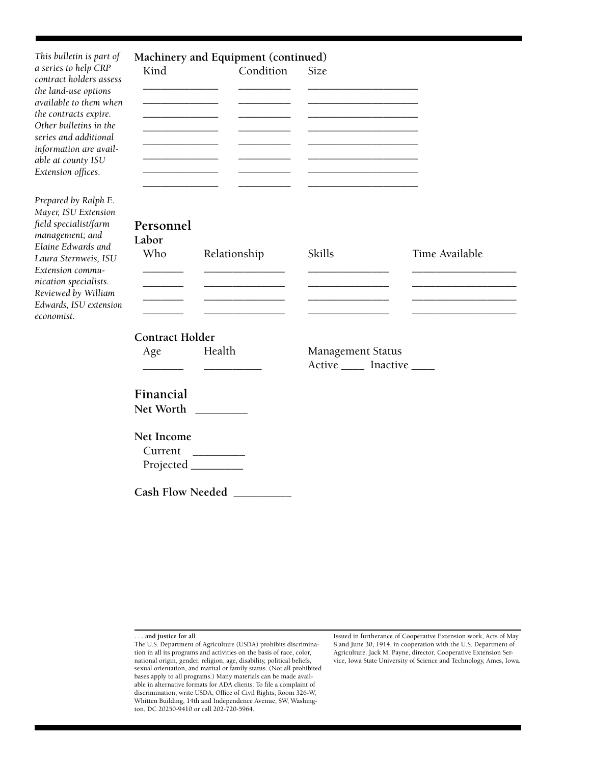*This bulletin is part of a series to help CRP contract holders assess the land-use options available to them when the contracts expire. Other bulletins in the series and additional information are available at county ISU Extension offices.*

*Prepared by Ralph E. Mayer, ISU Extension field specialist/farm management; and Elaine Edwards and Laura Sternweis, ISU Extension communication specialists. Reviewed by William Edwards, ISU extension economist.*

**Machinery and Equipment (continued)**

| Kind | Condition | Size |
|---|---|---|
| ______________ | __________ | ____________________ |
| ______________ | __________ | ____________________ |
| ______________ | __________ | ____________________ |
| ______________ | __________ | ____________________ |
| ______________ | __________ | ____________________ |
| ______________ | __________ | ____________________ |
| ______________ | __________ | ____________________ |
| ______________ | __________ | ____________________ |

## Personnel

### Labor

| Who | Relationship | Skills | Time Available |
|---|---|---|---|
| _______ | _______________ | _______________ | ___________________ |
| _______ | _______________ | _______________ | ___________________ |
| _______ | _______________ | _______________ | ___________________ |
| _______ | _______________ | _______________ | ___________________ |

### Contract Holder

| Age | Health | Management Status |
|---|---|---|
| _______ | __________ | Active ____ Inactive ____ |

## Financial

**Net Worth** _________

**Net Income**

Current _________

Projected _________

**Cash Flow Needed** __________

**. . . and justice for all**
The U.S. Department of Agriculture (USDA) prohibits discrimination in all its programs and activities on the basis of race, color, national origin, gender, religion, age, disability, political beliefs, sexual orientation, and marital or family status. (Not all prohibited bases apply to all programs.) Many materials can be made available in alternative formats for ADA clients. To file a complaint of discrimination, write USDA, Office of Civil Rights, Room 326-W, Whitten Building, 14th and Independence Avenue, SW, Washington, DC 20250-9410 or call 202-720-5964.

Issued in furtherance of Cooperative Extension work, Acts of May 8 and June 30, 1914, in cooperation with the U.S. Department of Agriculture. Jack M. Payne, director, Cooperative Extension Service, Iowa State University of Science and Technology, Ames, Iowa.